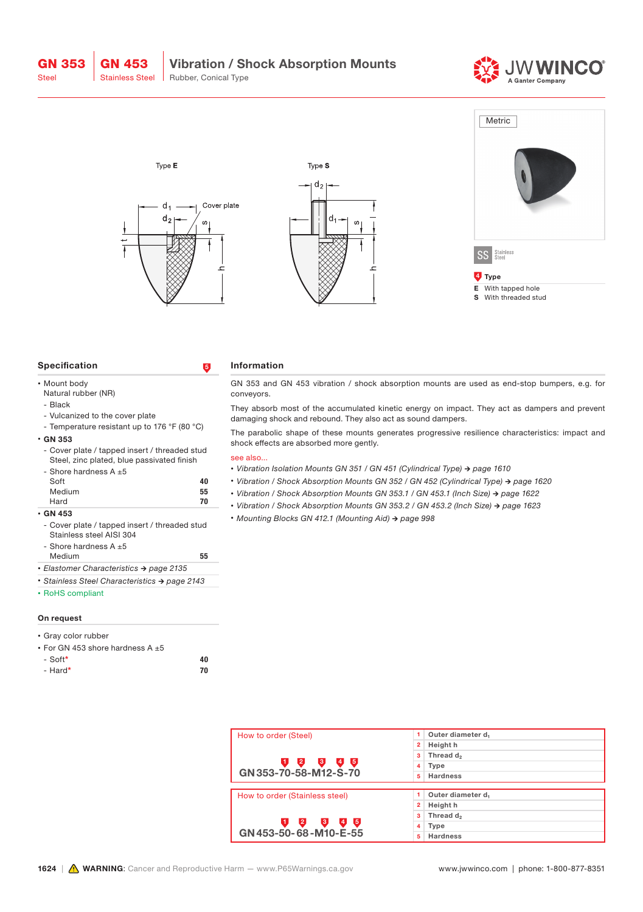# GN 353 Steel | GN 453 Stainless Steel

## Vibration / Shock Absorption Mounts

Rubber, Conical Type

Type **E**

Type **S**

$d_1$ Cover plate $d_2$ s t h

Metric

SS Stainless Steel

**4 Type**

**E** With tapped hole

**S** With threaded stud

## Specification

- Mount body
  Natural rubber (NR)
  - Black
  - Vulcanized to the cover plate
  - Temperature resistant up to 176 °F (80 °C)
- **GN 353**
  - Cover plate / tapped insert / threaded stud
    Steel, zinc plated, blue passivated finish
  - Shore hardness A ±5

| | |
|---|---|
| Soft | **40** |
| Medium | **55** |
| Hard | **70** |

- **GN 453**
  - Cover plate / tapped insert / threaded stud
    Stainless steel AISI 304
  - Shore hardness A ±5

| | |
|---|---|
| Medium | **55** |

- *Elastomer Characteristics → page 2135*
- *Stainless Steel Characteristics → page 2143*
- RoHS compliant

### On request

- Gray color rubber
- For GN 453 shore hardness A ±5
  - Soft* **40**
  - Hard* **70**

## Information

GN 353 and GN 453 vibration / shock absorption mounts are used as end-stop bumpers, e.g. for conveyors.

They absorb most of the accumulated kinetic energy on impact. They act as dampers and prevent damaging shock and rebound. They also act as sound dampers.

The parabolic shape of these mounts generates progressive resilience characteristics: impact and shock effects are absorbed more gently.

see also...

- *Vibration Isolation Mounts GN 351 / GN 451 (Cylindrical Type) → page 1610*
- *Vibration / Shock Absorption Mounts GN 352 / GN 452 (Cylindrical Type) → page 1620*
- *Vibration / Shock Absorption Mounts GN 353.1 / GN 453.1 (Inch Size) → page 1622*
- *Vibration / Shock Absorption Mounts GN 353.2 / GN 453.2 (Inch Size) → page 1623*
- *Mounting Blocks GN 412.1 (Mounting Aid) → page 998*

### How to order (Steel)

**GN 353-70-58-M12-S-70**

| | |
|---|---|
| 1 | Outer diameter $d_1$ |
| 2 | Height h |
| 3 | Thread $d_2$ |
| 4 | Type |
| 5 | Hardness |

### How to order (Stainless steel)

**GN 453-50-68-M10-E-55**

| | |
|---|---|
| 1 | Outer diameter $d_1$ |
| 2 | Height h |
| 3 | Thread $d_2$ |
| 4 | Type |
| 5 | Hardness |

**WARNING**: Cancer and Reproductive Harm — www.P65Warnings.ca.gov

www.jwwinco.com | phone: 1-800-877-8351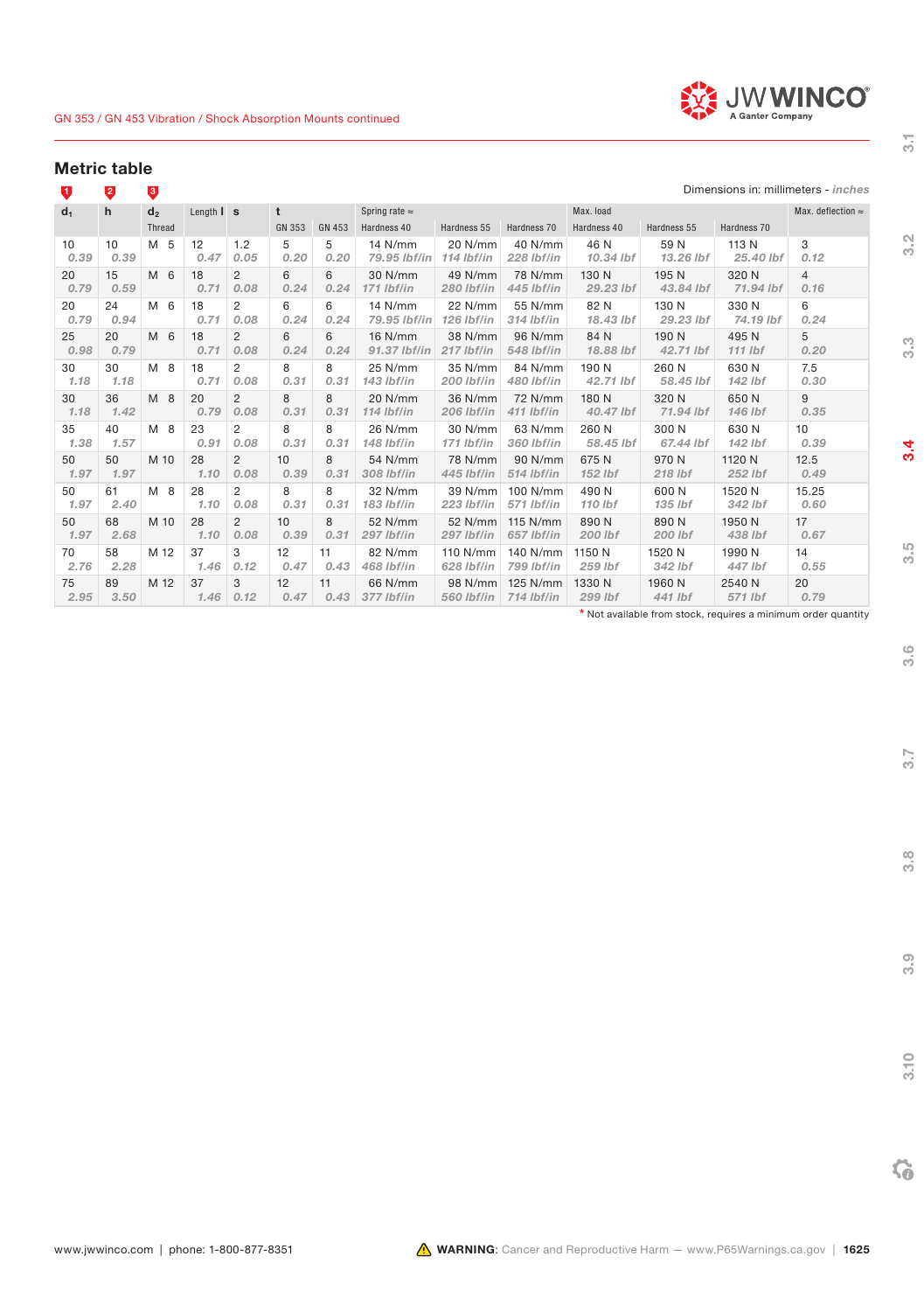GN 353 / GN 453 Vibration / Shock Absorption Mounts continued

## Metric table

Dimensions in: millimeters - *inches*

| $d_1$ | h | $d_2$ Thread | Length l | s | t GN 353 | t GN 453 | Spring rate ≈ Hardness 40 | Spring rate ≈ Hardness 55 | Spring rate ≈ Hardness 70 | Max. load Hardness 40 | Max. load Hardness 55 | Max. load Hardness 70 | Max. deflection ≈ |
|---|---|---|---|---|---|---|---|---|---|---|---|---|---|
| 10 *0.39* | 10 *0.39* | M 5 | 12 *0.47* | 1.2 *0.05* | 5 *0.20* | 5 *0.20* | 14 N/mm *79.95 lbf/in* | 20 N/mm *114 lbf/in* | 40 N/mm *228 lbf/in* | 46 N *10.34 lbf* | 59 N *13.26 lbf* | 113 N *25.40 lbf* | 3 *0.12* |
| 20 *0.79* | 15 *0.59* | M 6 | 18 *0.71* | 2 *0.08* | 6 *0.24* | 6 *0.24* | 30 N/mm *171 lbf/in* | 49 N/mm *280 lbf/in* | 78 N/mm *445 lbf/in* | 130 N *29.23 lbf* | 195 N *43.84 lbf* | 320 N *71.94 lbf* | 4 *0.16* |
| 20 *0.79* | 24 *0.94* | M 6 | 18 *0.71* | 2 *0.08* | 6 *0.24* | 6 *0.24* | 14 N/mm *79.95 lbf/in* | 22 N/mm *126 lbf/in* | 55 N/mm *314 lbf/in* | 82 N *18.43 lbf* | 130 N *29.23 lbf* | 330 N *74.19 lbf* | 6 *0.24* |
| 25 *0.98* | 20 *0.79* | M 6 | 18 *0.71* | 2 *0.08* | 6 *0.24* | 6 *0.24* | 16 N/mm *91.37 lbf/in* | 38 N/mm *217 lbf/in* | 96 N/mm *548 lbf/in* | 84 N *18.88 lbf* | 190 N *42.71 lbf* | 495 N *111 lbf* | 5 *0.20* |
| 30 *1.18* | 30 *1.18* | M 8 | 18 *0.71* | 2 *0.08* | 8 *0.31* | 8 *0.31* | 25 N/mm *143 lbf/in* | 35 N/mm *200 lbf/in* | 84 N/mm *480 lbf/in* | 190 N *42.71 lbf* | 260 N *58.45 lbf* | 630 N *142 lbf* | 7.5 *0.30* |
| 30 *1.18* | 36 *1.42* | M 8 | 20 *0.79* | 2 *0.08* | 8 *0.31* | 8 *0.31* | 20 N/mm *114 lbf/in* | 36 N/mm *206 lbf/in* | 72 N/mm *411 lbf/in* | 180 N *40.47 lbf* | 320 N *71.94 lbf* | 650 N *146 lbf* | 9 *0.35* |
| 35 *1.38* | 40 *1.57* | M 8 | 23 *0.91* | 2 *0.08* | 8 *0.31* | 8 *0.31* | 26 N/mm *148 lbf/in* | 30 N/mm *171 lbf/in* | 63 N/mm *360 lbf/in* | 260 N *58.45 lbf* | 300 N *67.44 lbf* | 630 N *142 lbf* | 10 *0.39* |
| 50 *1.97* | 50 *1.97* | M 10 | 28 *1.10* | 2 *0.08* | 10 *0.39* | 8 *0.31* | 54 N/mm *308 lbf/in* | 78 N/mm *445 lbf/in* | 90 N/mm *514 lbf/in* | 675 N *152 lbf* | 970 N *218 lbf* | 1120 N *252 lbf* | 12.5 *0.49* |
| 50 *1.97* | 61 *2.40* | M 8 | 28 *1.10* | 2 *0.08* | 8 *0.31* | 8 *0.31* | 32 N/mm *183 lbf/in* | 39 N/mm *223 lbf/in* | 100 N/mm *571 lbf/in* | 490 N *110 lbf* | 600 N *135 lbf* | 1520 N *342 lbf* | 15.25 *0.60* |
| 50 *1.97* | 68 *2.68* | M 10 | 28 *1.10* | 2 *0.08* | 10 *0.39* | 8 *0.31* | 52 N/mm *297 lbf/in* | 52 N/mm *297 lbf/in* | 115 N/mm *657 lbf/in* | 890 N *200 lbf* | 890 N *200 lbf* | 1950 N *438 lbf* | 17 *0.67* |
| 70 *2.76* | 58 *2.28* | M 12 | 37 *1.46* | 3 *0.12* | 12 *0.47* | 11 *0.43* | 82 N/mm *468 lbf/in* | 110 N/mm *628 lbf/in* | 140 N/mm *799 lbf/in* | 1150 N *259 lbf* | 1520 N *342 lbf* | 1990 N *447 lbf* | 14 *0.55* |
| 75 *2.95* | 89 *3.50* | M 12 | 37 *1.46* | 3 *0.12* | 12 *0.47* | 11 *0.43* | 66 N/mm *377 lbf/in* | 98 N/mm *560 lbf/in* | 125 N/mm *714 lbf/in* | 1330 N *299 lbf* | 1960 N *441 lbf* | 2540 N *571 lbf* | 20 *0.79* |

\* Not available from stock, requires a minimum order quantity